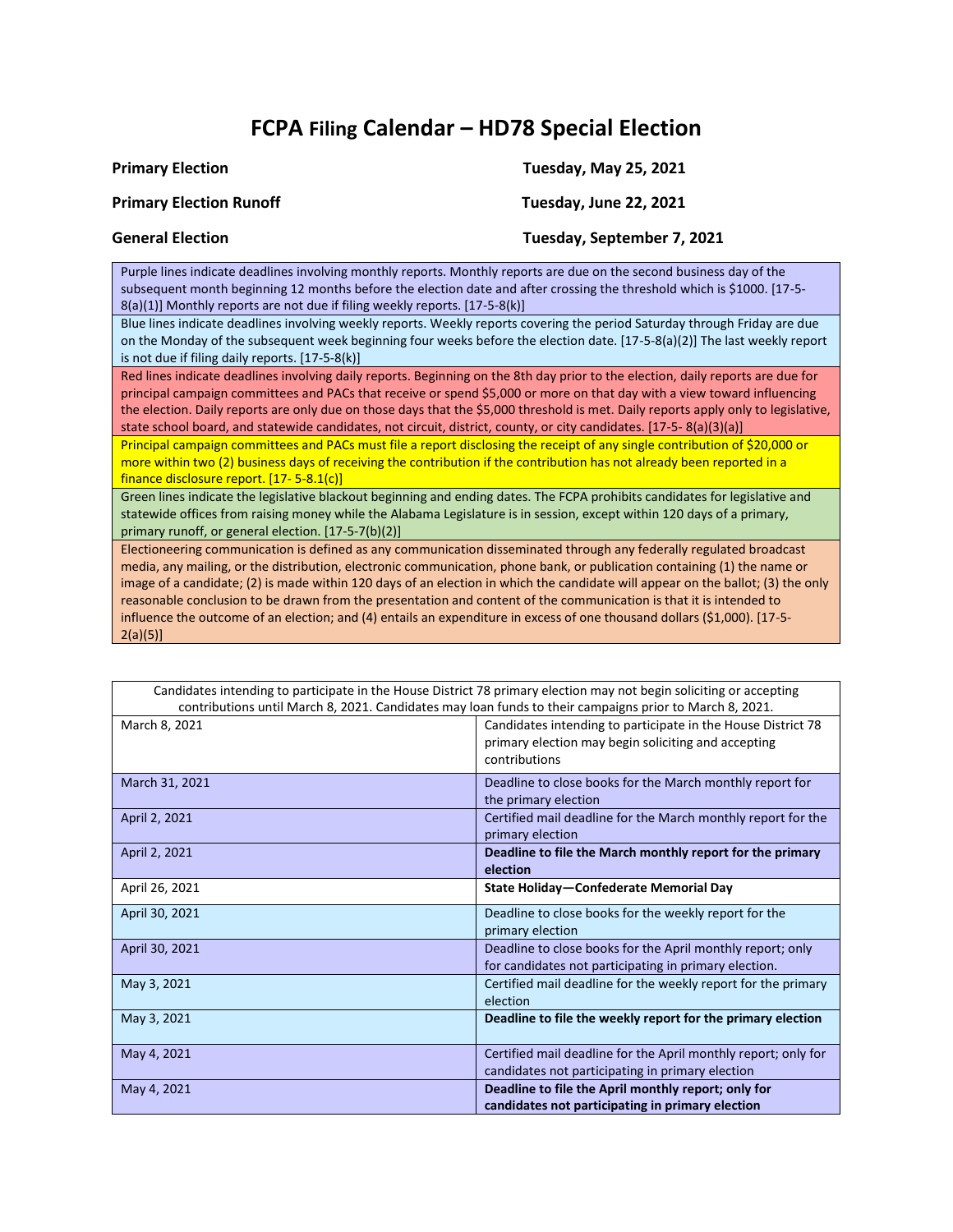# FCPA Filing Calendar – HD78 Special Election

| | |
|---|---|
| **Primary Election** | **Tuesday, May 25, 2021** |
| **Primary Election Runoff** | **Tuesday, June 22, 2021** |
| **General Election** | **Tuesday, September 7, 2021** |

Purple lines indicate deadlines involving monthly reports. Monthly reports are due on the second business day of the subsequent month beginning 12 months before the election date and after crossing the threshold which is $1000. [17-5-8(a)(1)] Monthly reports are not due if filing weekly reports. [17-5-8(k)]

Blue lines indicate deadlines involving weekly reports. Weekly reports covering the period Saturday through Friday are due on the Monday of the subsequent week beginning four weeks before the election date. [17-5-8(a)(2)] The last weekly report is not due if filing daily reports. [17-5-8(k)]

Red lines indicate deadlines involving daily reports. Beginning on the 8th day prior to the election, daily reports are due for principal campaign committees and PACs that receive or spend $5,000 or more on that day with a view toward influencing the election. Daily reports are only due on those days that the $5,000 threshold is met. Daily reports apply only to legislative, state school board, and statewide candidates, not circuit, district, county, or city candidates. [17-5- 8(a)(3)(a)]

Principal campaign committees and PACs must file a report disclosing the receipt of any single contribution of $20,000 or more within two (2) business days of receiving the contribution if the contribution has not already been reported in a finance disclosure report. [17- 5-8.1(c)]

Green lines indicate the legislative blackout beginning and ending dates. The FCPA prohibits candidates for legislative and statewide offices from raising money while the Alabama Legislature is in session, except within 120 days of a primary, primary runoff, or general election. [17-5-7(b)(2)]

Electioneering communication is defined as any communication disseminated through any federally regulated broadcast media, any mailing, or the distribution, electronic communication, phone bank, or publication containing (1) the name or image of a candidate; (2) is made within 120 days of an election in which the candidate will appear on the ballot; (3) the only reasonable conclusion to be drawn from the presentation and content of the communication is that it is intended to influence the outcome of an election; and (4) entails an expenditure in excess of one thousand dollars ($1,000). [17-5-2(a)(5)]

Candidates intending to participate in the House District 78 primary election may not begin soliciting or accepting contributions until March 8, 2021. Candidates may loan funds to their campaigns prior to March 8, 2021.

| Date | Event |
|---|---|
| March 8, 2021 | Candidates intending to participate in the House District 78 primary election may begin soliciting and accepting contributions |
| March 31, 2021 | Deadline to close books for the March monthly report for the primary election |
| April 2, 2021 | Certified mail deadline for the March monthly report for the primary election |
| April 2, 2021 | **Deadline to file the March monthly report for the primary election** |
| April 26, 2021 | **State Holiday—Confederate Memorial Day** |
| April 30, 2021 | Deadline to close books for the weekly report for the primary election |
| April 30, 2021 | Deadline to close books for the April monthly report; only for candidates not participating in primary election. |
| May 3, 2021 | Certified mail deadline for the weekly report for the primary election |
| May 3, 2021 | **Deadline to file the weekly report for the primary election** |
| May 4, 2021 | Certified mail deadline for the April monthly report; only for candidates not participating in primary election |
| May 4, 2021 | **Deadline to file the April monthly report; only for candidates not participating in primary election** |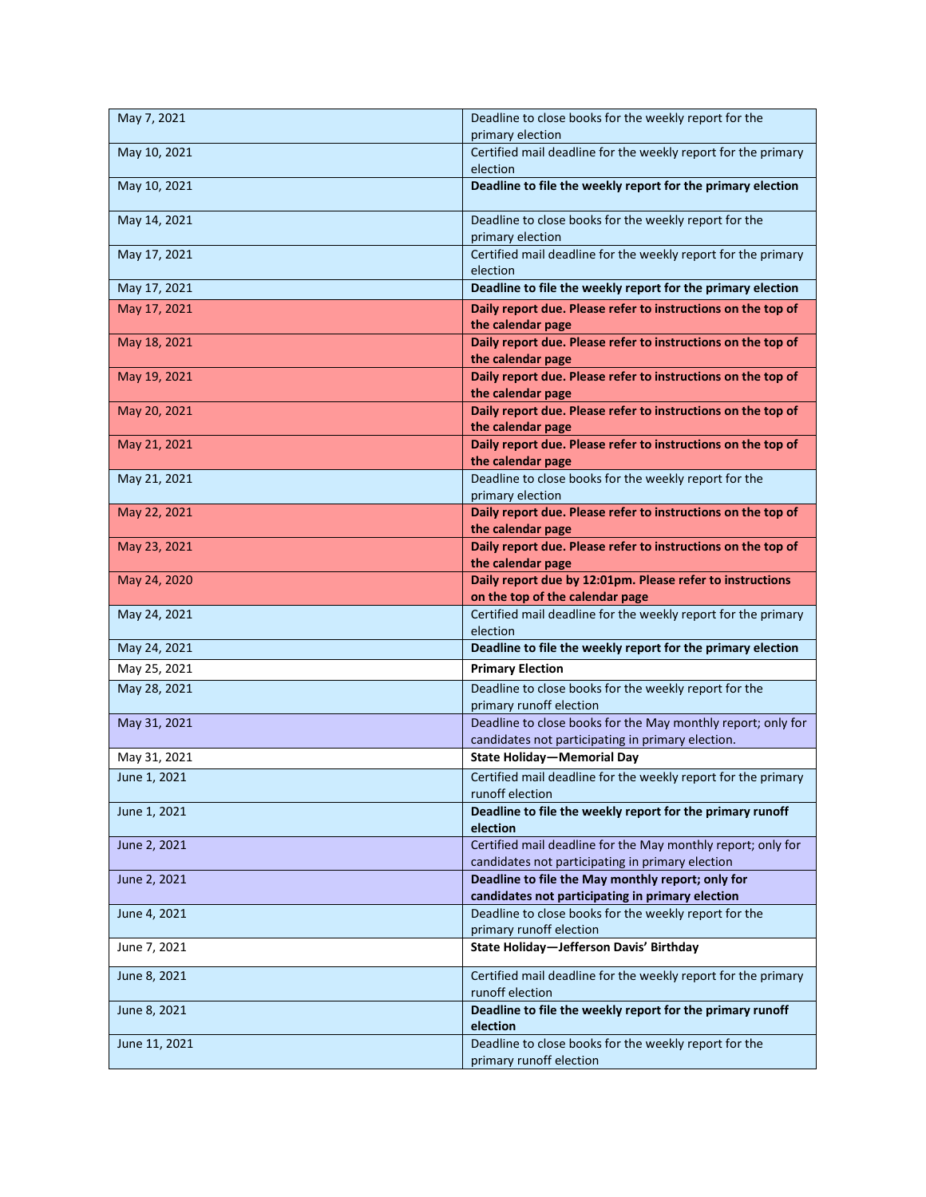| May 7, 2021 | Deadline to close books for the weekly report for the primary election |
|---|---|
| May 10, 2021 | Certified mail deadline for the weekly report for the primary election |
| May 10, 2021 | **Deadline to file the weekly report for the primary election** |
| May 14, 2021 | Deadline to close books for the weekly report for the primary election |
| May 17, 2021 | Certified mail deadline for the weekly report for the primary election |
| May 17, 2021 | **Deadline to file the weekly report for the primary election** |
| May 17, 2021 | **Daily report due. Please refer to instructions on the top of the calendar page** |
| May 18, 2021 | **Daily report due. Please refer to instructions on the top of the calendar page** |
| May 19, 2021 | **Daily report due. Please refer to instructions on the top of the calendar page** |
| May 20, 2021 | **Daily report due. Please refer to instructions on the top of the calendar page** |
| May 21, 2021 | **Daily report due. Please refer to instructions on the top of the calendar page** |
| May 21, 2021 | Deadline to close books for the weekly report for the primary election |
| May 22, 2021 | **Daily report due. Please refer to instructions on the top of the calendar page** |
| May 23, 2021 | **Daily report due. Please refer to instructions on the top of the calendar page** |
| May 24, 2020 | **Daily report due by 12:01pm. Please refer to instructions on the top of the calendar page** |
| May 24, 2021 | Certified mail deadline for the weekly report for the primary election |
| May 24, 2021 | **Deadline to file the weekly report for the primary election** |
| May 25, 2021 | **Primary Election** |
| May 28, 2021 | Deadline to close books for the weekly report for the primary runoff election |
| May 31, 2021 | Deadline to close books for the May monthly report; only for candidates not participating in primary election. |
| May 31, 2021 | **State Holiday—Memorial Day** |
| June 1, 2021 | Certified mail deadline for the weekly report for the primary runoff election |
| June 1, 2021 | **Deadline to file the weekly report for the primary runoff election** |
| June 2, 2021 | Certified mail deadline for the May monthly report; only for candidates not participating in primary election |
| June 2, 2021 | **Deadline to file the May monthly report; only for candidates not participating in primary election** |
| June 4, 2021 | Deadline to close books for the weekly report for the primary runoff election |
| June 7, 2021 | **State Holiday—Jefferson Davis' Birthday** |
| June 8, 2021 | Certified mail deadline for the weekly report for the primary runoff election |
| June 8, 2021 | **Deadline to file the weekly report for the primary runoff election** |
| June 11, 2021 | Deadline to close books for the weekly report for the primary runoff election |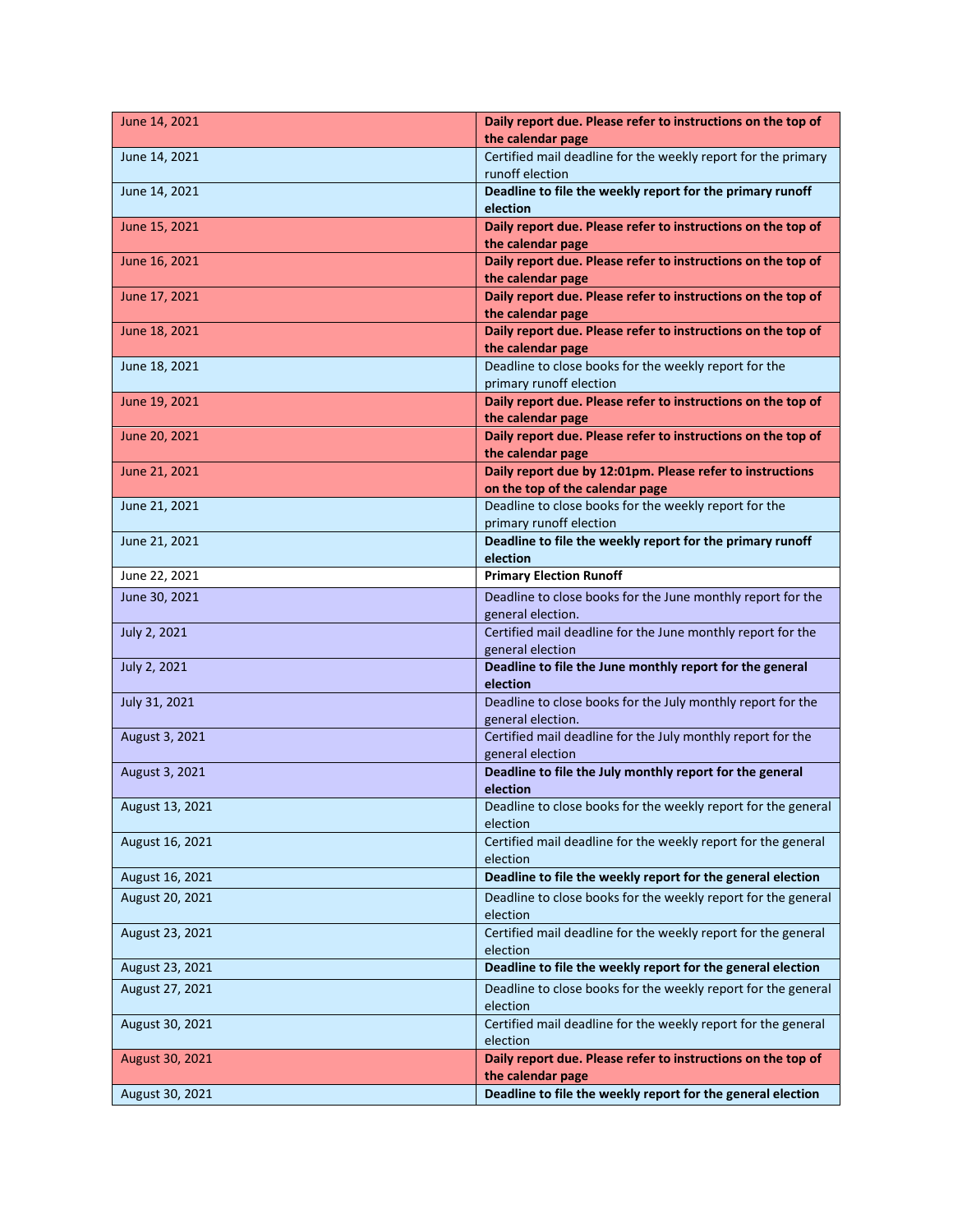| June 14, 2021 | **Daily report due. Please refer to instructions on the top of the calendar page** |
|---|---|
| June 14, 2021 | Certified mail deadline for the weekly report for the primary runoff election |
| June 14, 2021 | **Deadline to file the weekly report for the primary runoff election** |
| June 15, 2021 | **Daily report due. Please refer to instructions on the top of the calendar page** |
| June 16, 2021 | **Daily report due. Please refer to instructions on the top of the calendar page** |
| June 17, 2021 | **Daily report due. Please refer to instructions on the top of the calendar page** |
| June 18, 2021 | **Daily report due. Please refer to instructions on the top of the calendar page** |
| June 18, 2021 | Deadline to close books for the weekly report for the primary runoff election |
| June 19, 2021 | **Daily report due. Please refer to instructions on the top of the calendar page** |
| June 20, 2021 | **Daily report due. Please refer to instructions on the top of the calendar page** |
| June 21, 2021 | **Daily report due by 12:01pm. Please refer to instructions on the top of the calendar page** |
| June 21, 2021 | Deadline to close books for the weekly report for the primary runoff election |
| June 21, 2021 | **Deadline to file the weekly report for the primary runoff election** |
| June 22, 2021 | **Primary Election Runoff** |
| June 30, 2021 | Deadline to close books for the June monthly report for the general election. |
| July 2, 2021 | Certified mail deadline for the June monthly report for the general election |
| July 2, 2021 | **Deadline to file the June monthly report for the general election** |
| July 31, 2021 | Deadline to close books for the July monthly report for the general election. |
| August 3, 2021 | Certified mail deadline for the July monthly report for the general election |
| August 3, 2021 | **Deadline to file the July monthly report for the general election** |
| August 13, 2021 | Deadline to close books for the weekly report for the general election |
| August 16, 2021 | Certified mail deadline for the weekly report for the general election |
| August 16, 2021 | **Deadline to file the weekly report for the general election** |
| August 20, 2021 | Deadline to close books for the weekly report for the general election |
| August 23, 2021 | Certified mail deadline for the weekly report for the general election |
| August 23, 2021 | **Deadline to file the weekly report for the general election** |
| August 27, 2021 | Deadline to close books for the weekly report for the general election |
| August 30, 2021 | Certified mail deadline for the weekly report for the general election |
| August 30, 2021 | **Daily report due. Please refer to instructions on the top of the calendar page** |
| August 30, 2021 | **Deadline to file the weekly report for the general election** |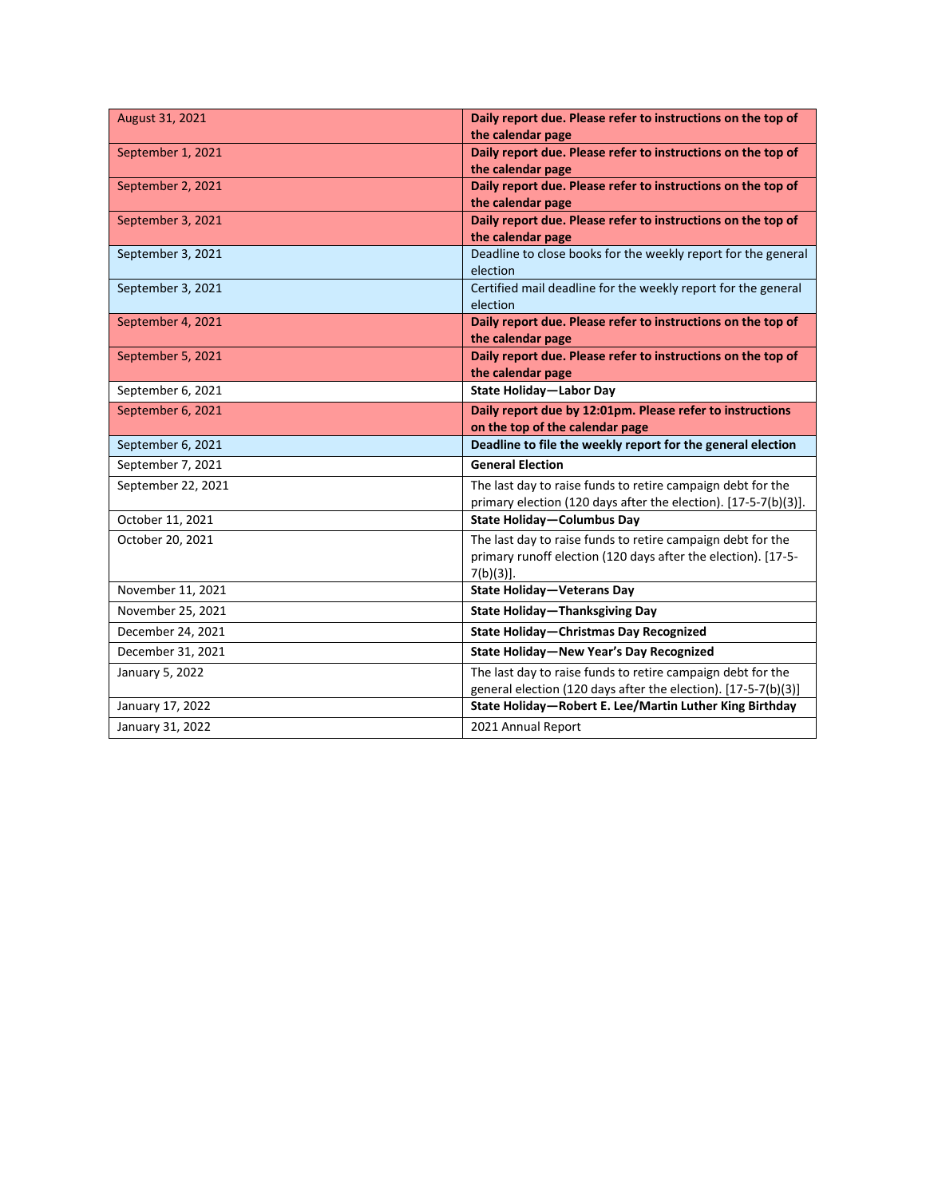| | |
|---|---|
| August 31, 2021 | **Daily report due. Please refer to instructions on the top of the calendar page** |
| September 1, 2021 | **Daily report due. Please refer to instructions on the top of the calendar page** |
| September 2, 2021 | **Daily report due. Please refer to instructions on the top of the calendar page** |
| September 3, 2021 | **Daily report due. Please refer to instructions on the top of the calendar page** |
| September 3, 2021 | Deadline to close books for the weekly report for the general election |
| September 3, 2021 | Certified mail deadline for the weekly report for the general election |
| September 4, 2021 | **Daily report due. Please refer to instructions on the top of the calendar page** |
| September 5, 2021 | **Daily report due. Please refer to instructions on the top of the calendar page** |
| September 6, 2021 | **State Holiday—Labor Day** |
| September 6, 2021 | **Daily report due by 12:01pm. Please refer to instructions on the top of the calendar page** |
| September 6, 2021 | **Deadline to file the weekly report for the general election** |
| September 7, 2021 | **General Election** |
| September 22, 2021 | The last day to raise funds to retire campaign debt for the primary election (120 days after the election). [17-5-7(b)(3)]. |
| October 11, 2021 | **State Holiday—Columbus Day** |
| October 20, 2021 | The last day to raise funds to retire campaign debt for the primary runoff election (120 days after the election). [17-5-7(b)(3)]. |
| November 11, 2021 | **State Holiday—Veterans Day** |
| November 25, 2021 | **State Holiday—Thanksgiving Day** |
| December 24, 2021 | **State Holiday—Christmas Day Recognized** |
| December 31, 2021 | **State Holiday—New Year's Day Recognized** |
| January 5, 2022 | The last day to raise funds to retire campaign debt for the general election (120 days after the election). [17-5-7(b)(3)] |
| January 17, 2022 | **State Holiday—Robert E. Lee/Martin Luther King Birthday** |
| January 31, 2022 | 2021 Annual Report |